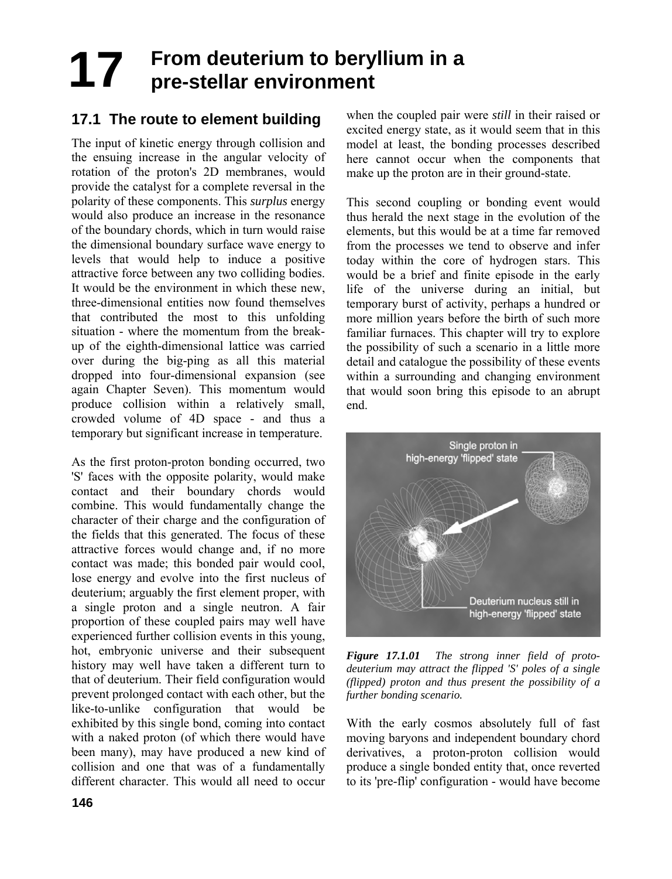# 17 From deuterium to beryllium in a pre-stellar environment

## 17.1 The route to element building

The input of kinetic energy through collision and the ensuing increase in the angular velocity of rotation of the proton's 2D membranes, would provide the catalyst for a complete reversal in the polarity of these components. This *surplus* energy would also produce an increase in the resonance of the boundary chords, which in turn would raise the dimensional boundary surface wave energy to levels that would help to induce a positive attractive force between any two colliding bodies. It would be the environment in which these new, three-dimensional entities now found themselves that contributed the most to this unfolding situation - where the momentum from the break-up of the eighth-dimensional lattice was carried over during the big-ping as all this material dropped into four-dimensional expansion (see again Chapter Seven). This momentum would produce collision within a relatively small, crowded volume of 4D space - and thus a temporary but significant increase in temperature.

As the first proton-proton bonding occurred, two 'S' faces with the opposite polarity, would make contact and their boundary chords would combine. This would fundamentally change the character of their charge and the configuration of the fields that this generated. The focus of these attractive forces would change and, if no more contact was made; this bonded pair would cool, lose energy and evolve into the first nucleus of deuterium; arguably the first element proper, with a single proton and a single neutron. A fair proportion of these coupled pairs may well have experienced further collision events in this young, hot, embryonic universe and their subsequent history may well have taken a different turn to that of deuterium. Their field configuration would prevent prolonged contact with each other, but the like-to-unlike configuration that would be exhibited by this single bond, coming into contact with a naked proton (of which there would have been many), may have produced a new kind of collision and one that was of a fundamentally different character. This would all need to occur when the coupled pair were *still* in their raised or excited energy state, as it would seem that in this model at least, the bonding processes described here cannot occur when the components that make up the proton are in their ground-state.

This second coupling or bonding event would thus herald the next stage in the evolution of the elements, but this would be at a time far removed from the processes we tend to observe and infer today within the core of hydrogen stars. This would be a brief and finite episode in the early life of the universe during an initial, but temporary burst of activity, perhaps a hundred or more million years before the birth of such more familiar furnaces. This chapter will try to explore the possibility of such a scenario in a little more detail and catalogue the possibility of these events within a surrounding and changing environment that would soon bring this episode to an abrupt end.

*Figure 17.1.01 The strong inner field of proto-deuterium may attract the flipped 'S' poles of a single (flipped) proton and thus present the possibility of a further bonding scenario.*

With the early cosmos absolutely full of fast moving baryons and independent boundary chord derivatives, a proton-proton collision would produce a single bonded entity that, once reverted to its 'pre-flip' configuration - would have become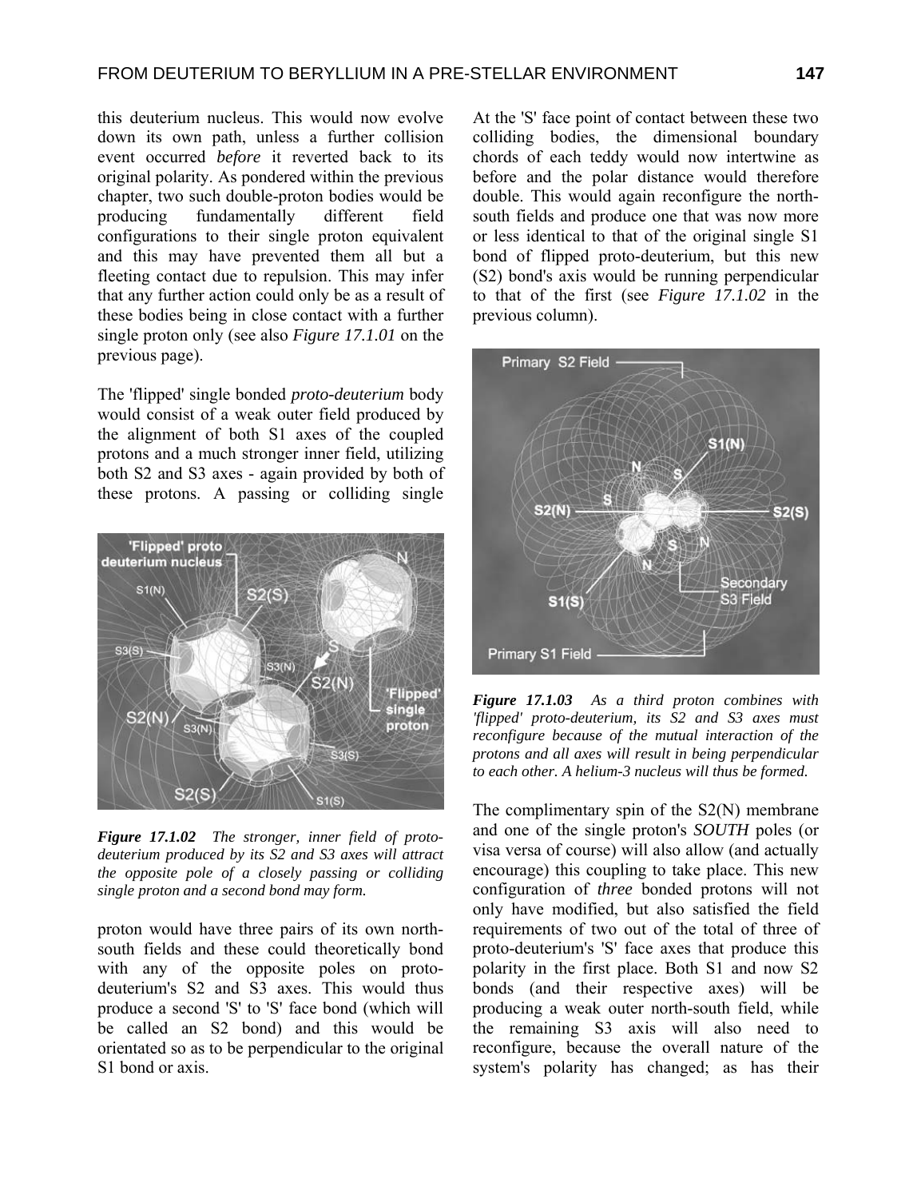this deuterium nucleus. This would now evolve down its own path, unless a further collision event occurred *before* it reverted back to its original polarity. As pondered within the previous chapter, two such double-proton bodies would be producing fundamentally different field configurations to their single proton equivalent and this may have prevented them all but a fleeting contact due to repulsion. This may infer that any further action could only be as a result of these bodies being in close contact with a further single proton only (see also *Figure 17.1.01* on the previous page).

The 'flipped' single bonded *proto-deuterium* body would consist of a weak outer field produced by the alignment of both S1 axes of the coupled protons and a much stronger inner field, utilizing both S2 and S3 axes - again provided by both of these protons. A passing or colliding single proton would have three pairs of its own north-south fields and these could theoretically bond with any of the opposite poles on proto-deuterium's S2 and S3 axes. This would thus produce a second 'S' to 'S' face bond (which will be called an S2 bond) and this would be orientated so as to be perpendicular to the original S1 bond or axis.

***Figure 17.1.02*** *The stronger, inner field of proto-deuterium produced by its S2 and S3 axes will attract the opposite pole of a closely passing or colliding single proton and a second bond may form.*

At the 'S' face point of contact between these two colliding bodies, the dimensional boundary chords of each teddy would now intertwine as before and the polar distance would therefore double. This would again reconfigure the north-south fields and produce one that was now more or less identical to that of the original single S1 bond of flipped proto-deuterium, but this new (S2) bond's axis would be running perpendicular to that of the first (see *Figure 17.1.02* in the previous column).

***Figure 17.1.03*** *As a third proton combines with 'flipped' proto-deuterium, its S2 and S3 axes must reconfigure because of the mutual interaction of the protons and all axes will result in being perpendicular to each other. A helium-3 nucleus will thus be formed.*

The complimentary spin of the S2(N) membrane and one of the single proton's *SOUTH* poles (or visa versa of course) will also allow (and actually encourage) this coupling to take place. This new configuration of *three* bonded protons will not only have modified, but also satisfied the field requirements of two out of the total of three of proto-deuterium's 'S' face axes that produce this polarity in the first place. Both S1 and now S2 bonds (and their respective axes) will be producing a weak outer north-south field, while the remaining S3 axis will also need to reconfigure, because the overall nature of the system's polarity has changed; as has their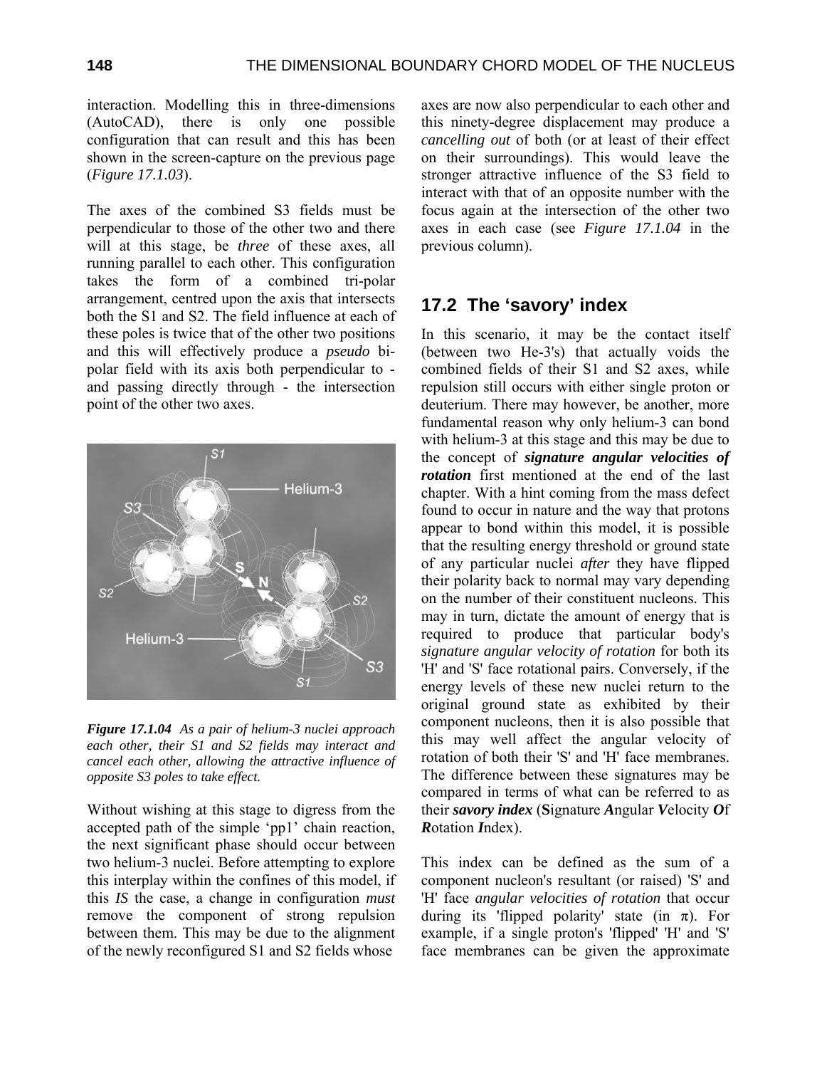interaction. Modelling this in three-dimensions (AutoCAD), there is only one possible configuration that can result and this has been shown in the screen-capture on the previous page (*Figure 17.1.03*).

The axes of the combined S3 fields must be perpendicular to those of the other two and there will at this stage, be *three* of these axes, all running parallel to each other. This configuration takes the form of a combined tri-polar arrangement, centred upon the axis that intersects both the S1 and S2. The field influence at each of these poles is twice that of the other two positions and this will effectively produce a *pseudo* bi-polar field with its axis both perpendicular to - and passing directly through - the intersection point of the other two axes.

***Figure 17.1.04*** *As a pair of helium-3 nuclei approach each other, their S1 and S2 fields may interact and cancel each other, allowing the attractive influence of opposite S3 poles to take effect.*

Without wishing at this stage to digress from the accepted path of the simple 'pp1' chain reaction, the next significant phase should occur between two helium-3 nuclei. Before attempting to explore this interplay within the confines of this model, if this *IS* the case, a change in configuration *must* remove the component of strong repulsion between them. This may be due to the alignment of the newly reconfigured S1 and S2 fields whose axes are now also perpendicular to each other and this ninety-degree displacement may produce a *cancelling out* of both (or at least of their effect on their surroundings). This would leave the stronger attractive influence of the S3 field to interact with that of an opposite number with the focus again at the intersection of the other two axes in each case (see *Figure 17.1.04* in the previous column).

## 17.2 The 'savory' index

In this scenario, it may be the contact itself (between two He-3's) that actually voids the combined fields of their S1 and S2 axes, while repulsion still occurs with either single proton or deuterium. There may however, be another, more fundamental reason why only helium-3 can bond with helium-3 at this stage and this may be due to the concept of ***signature angular velocities of rotation*** first mentioned at the end of the last chapter. With a hint coming from the mass defect found to occur in nature and the way that protons appear to bond within this model, it is possible that the resulting energy threshold or ground state of any particular nuclei *after* they have flipped their polarity back to normal may vary depending on the number of their constituent nucleons. This may in turn, dictate the amount of energy that is required to produce that particular body's *signature angular velocity of rotation* for both its 'H' and 'S' face rotational pairs. Conversely, if the energy levels of these new nuclei return to the original ground state as exhibited by their component nucleons, then it is also possible that this may well affect the angular velocity of rotation of both their 'S' and 'H' face membranes. The difference between these signatures may be compared in terms of what can be referred to as their ***savory index*** (**S**ignature ***A***ngular ***V***elocity ***O***f ***R***otation ***I***ndex).

This index can be defined as the sum of a component nucleon's resultant (or raised) 'S' and 'H' face *angular velocities of rotation* that occur during its 'flipped polarity' state (in $\pi$). For example, if a single proton's 'flipped' 'H' and 'S' face membranes can be given the approximate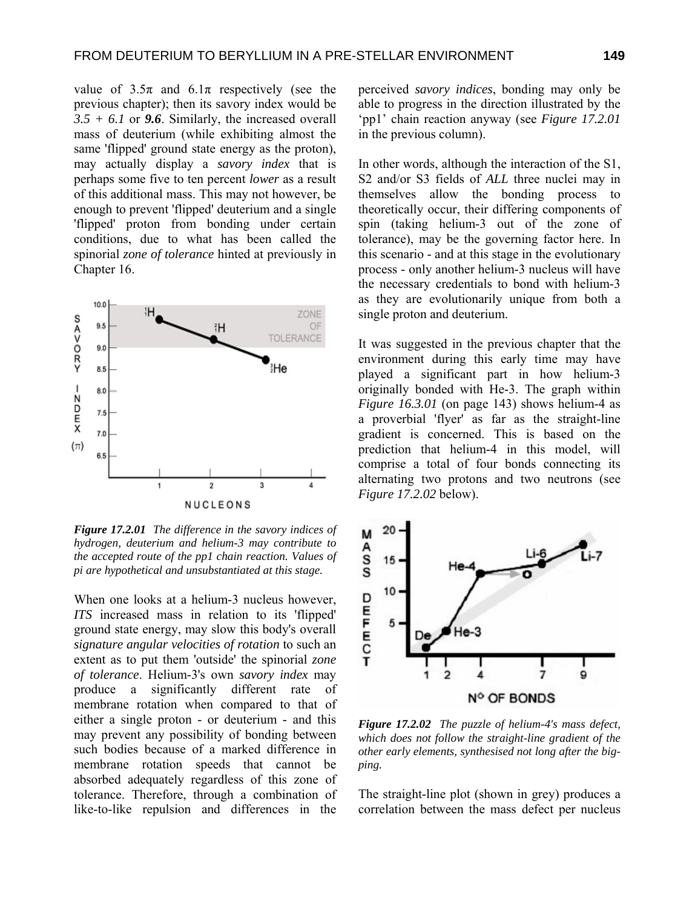value of 3.5π and 6.1π respectively (see the previous chapter); then its savory index would be *3.5 + 6.1* or ***9.6***. Similarly, the increased overall mass of deuterium (while exhibiting almost the same 'flipped' ground state energy as the proton), may actually display a *savory index* that is perhaps some five to ten percent *lower* as a result of this additional mass. This may not however, be enough to prevent 'flipped' deuterium and a single 'flipped' proton from bonding under certain conditions, due to what has been called the spinorial *zone of tolerance* hinted at previously in Chapter 16.

***Figure 17.2.01*** *The difference in the savory indices of hydrogen, deuterium and helium-3 may contribute to the accepted route of the pp1 chain reaction. Values of pi are hypothetical and unsubstantiated at this stage.*

When one looks at a helium-3 nucleus however, *ITS* increased mass in relation to its 'flipped' ground state energy, may slow this body's overall *signature angular velocities of rotation* to such an extent as to put them 'outside' the spinorial *zone of tolerance*. Helium-3's own *savory index* may produce a significantly different rate of membrane rotation when compared to that of either a single proton - or deuterium - and this may prevent any possibility of bonding between such bodies because of a marked difference in membrane rotation speeds that cannot be absorbed adequately regardless of this zone of tolerance. Therefore, through a combination of like-to-like repulsion and differences in the perceived *savory indices*, bonding may only be able to progress in the direction illustrated by the 'pp1' chain reaction anyway (see *Figure 17.2.01* in the previous column).

In other words, although the interaction of the S1, S2 and/or S3 fields of *ALL* three nuclei may in themselves allow the bonding process to theoretically occur, their differing components of spin (taking helium-3 out of the zone of tolerance), may be the governing factor here. In this scenario - and at this stage in the evolutionary process - only another helium-3 nucleus will have the necessary credentials to bond with helium-3 as they are evolutionarily unique from both a single proton and deuterium.

It was suggested in the previous chapter that the environment during this early time may have played a significant part in how helium-3 originally bonded with He-3. The graph within *Figure 16.3.01* (on page 143) shows helium-4 as a proverbial 'flyer' as far as the straight-line gradient is concerned. This is based on the prediction that helium-4 in this model, will comprise a total of four bonds connecting its alternating two protons and two neutrons (see *Figure 17.2.02* below).

***Figure 17.2.02*** *The puzzle of helium-4's mass defect, which does not follow the straight-line gradient of the other early elements, synthesised not long after the big-ping.*

The straight-line plot (shown in grey) produces a correlation between the mass defect per nucleus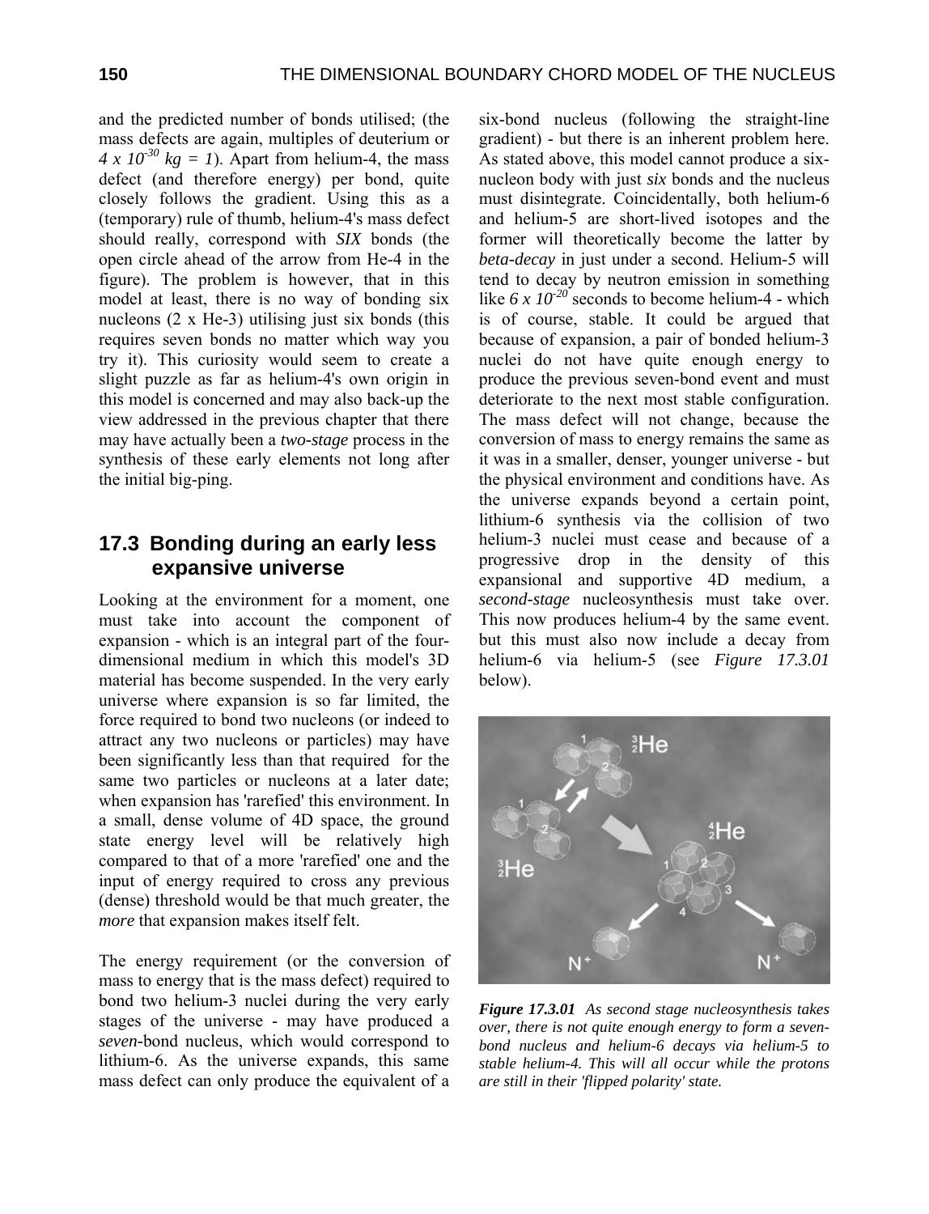and the predicted number of bonds utilised; (the mass defects are again, multiples of deuterium or $4 \times 10^{-30}$ *kg = 1*). Apart from helium-4, the mass defect (and therefore energy) per bond, quite closely follows the gradient. Using this as a (temporary) rule of thumb, helium-4's mass defect should really, correspond with *SIX* bonds (the open circle ahead of the arrow from He-4 in the figure). The problem is however, that in this model at least, there is no way of bonding six nucleons (2 x He-3) utilising just six bonds (this requires seven bonds no matter which way you try it). This curiosity would seem to create a slight puzzle as far as helium-4's own origin in this model is concerned and may also back-up the view addressed in the previous chapter that there may have actually been a *two-stage* process in the synthesis of these early elements not long after the initial big-ping.

## 17.3 Bonding during an early less expansive universe

Looking at the environment for a moment, one must take into account the component of expansion - which is an integral part of the four-dimensional medium in which this model's 3D material has become suspended. In the very early universe where expansion is so far limited, the force required to bond two nucleons (or indeed to attract any two nucleons or particles) may have been significantly less than that required for the same two particles or nucleons at a later date; when expansion has 'rarefied' this environment. In a small, dense volume of 4D space, the ground state energy level will be relatively high compared to that of a more 'rarefied' one and the input of energy required to cross any previous (dense) threshold would be that much greater, the *more* that expansion makes itself felt.

The energy requirement (or the conversion of mass to energy that is the mass defect) required to bond two helium-3 nuclei during the very early stages of the universe - may have produced a *seven*-bond nucleus, which would correspond to lithium-6. As the universe expands, this same mass defect can only produce the equivalent of a six-bond nucleus (following the straight-line gradient) - but there is an inherent problem here. As stated above, this model cannot produce a six-nucleon body with just *six* bonds and the nucleus must disintegrate. Coincidentally, both helium-6 and helium-5 are short-lived isotopes and the former will theoretically become the latter by *beta-decay* in just under a second. Helium-5 will tend to decay by neutron emission in something like $6 \times 10^{-20}$ seconds to become helium-4 - which is of course, stable. It could be argued that because of expansion, a pair of bonded helium-3 nuclei do not have quite enough energy to produce the previous seven-bond event and must deteriorate to the next most stable configuration. The mass defect will not change, because the conversion of mass to energy remains the same as it was in a smaller, denser, younger universe - but the physical environment and conditions have. As the universe expands beyond a certain point, lithium-6 synthesis via the collision of two helium-3 nuclei must cease and because of a progressive drop in the density of this expansional and supportive 4D medium, a *second-stage* nucleosynthesis must take over. This now produces helium-4 by the same event. but this must also now include a decay from helium-6 via helium-5 (see *Figure 17.3.01* below).

***Figure 17.3.01*** *As second stage nucleosynthesis takes over, there is not quite enough energy to form a seven-bond nucleus and helium-6 decays via helium-5 to stable helium-4. This will all occur while the protons are still in their 'flipped polarity' state.*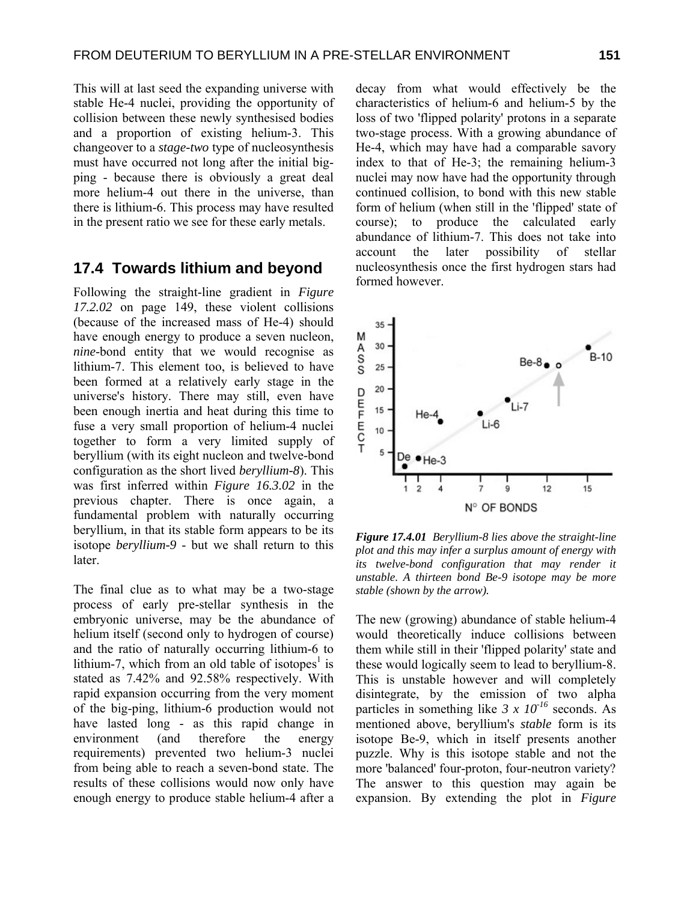This will at last seed the expanding universe with stable He-4 nuclei, providing the opportunity of collision between these newly synthesised bodies and a proportion of existing helium-3. This changeover to a *stage-two* type of nucleosynthesis must have occurred not long after the initial big-ping - because there is obviously a great deal more helium-4 out there in the universe, than there is lithium-6. This process may have resulted in the present ratio we see for these early metals.

## 17.4 Towards lithium and beyond

Following the straight-line gradient in *Figure 17.2.02* on page 149, these violent collisions (because of the increased mass of He-4) should have enough energy to produce a seven nucleon, *nine*-bond entity that we would recognise as lithium-7. This element too, is believed to have been formed at a relatively early stage in the universe's history. There may still, even have been enough inertia and heat during this time to fuse a very small proportion of helium-4 nuclei together to form a very limited supply of beryllium (with its eight nucleon and twelve-bond configuration as the short lived *beryllium-8*). This was first inferred within *Figure 16.3.02* in the previous chapter. There is once again, a fundamental problem with naturally occurring beryllium, in that its stable form appears to be its isotope *beryllium-9* - but we shall return to this later.

The final clue as to what may be a two-stage process of early pre-stellar synthesis in the embryonic universe, may be the abundance of helium itself (second only to hydrogen of course) and the ratio of naturally occurring lithium-6 to lithium-7, which from an old table of isotopes[1] is stated as 7.42% and 92.58% respectively. With rapid expansion occurring from the very moment of the big-ping, lithium-6 production would not have lasted long - as this rapid change in environment (and therefore the energy requirements) prevented two helium-3 nuclei from being able to reach a seven-bond state. The results of these collisions would now only have enough energy to produce stable helium-4 after a decay from what would effectively be the characteristics of helium-6 and helium-5 by the loss of two 'flipped polarity' protons in a separate two-stage process. With a growing abundance of He-4, which may have had a comparable savory index to that of He-3; the remaining helium-3 nuclei may now have had the opportunity through continued collision, to bond with this new stable form of helium (when still in the 'flipped' state of course); to produce the calculated early abundance of lithium-7. This does not take into account the later possibility of stellar nucleosynthesis once the first hydrogen stars had formed however.

*Figure 17.4.01 Beryllium-8 lies above the straight-line plot and this may infer a surplus amount of energy with its twelve-bond configuration that may render it unstable. A thirteen bond Be-9 isotope may be more stable (shown by the arrow).*

The new (growing) abundance of stable helium-4 would theoretically induce collisions between them while still in their 'flipped polarity' state and these would logically seem to lead to beryllium-8. This is unstable however and will completely disintegrate, by the emission of two alpha particles in something like $3 \times 10^{-16}$ seconds. As mentioned above, beryllium's *stable* form is its isotope Be-9, which in itself presents another puzzle. Why is this isotope stable and not the more 'balanced' four-proton, four-neutron variety? The answer to this question may again be expansion. By extending the plot in *Figure*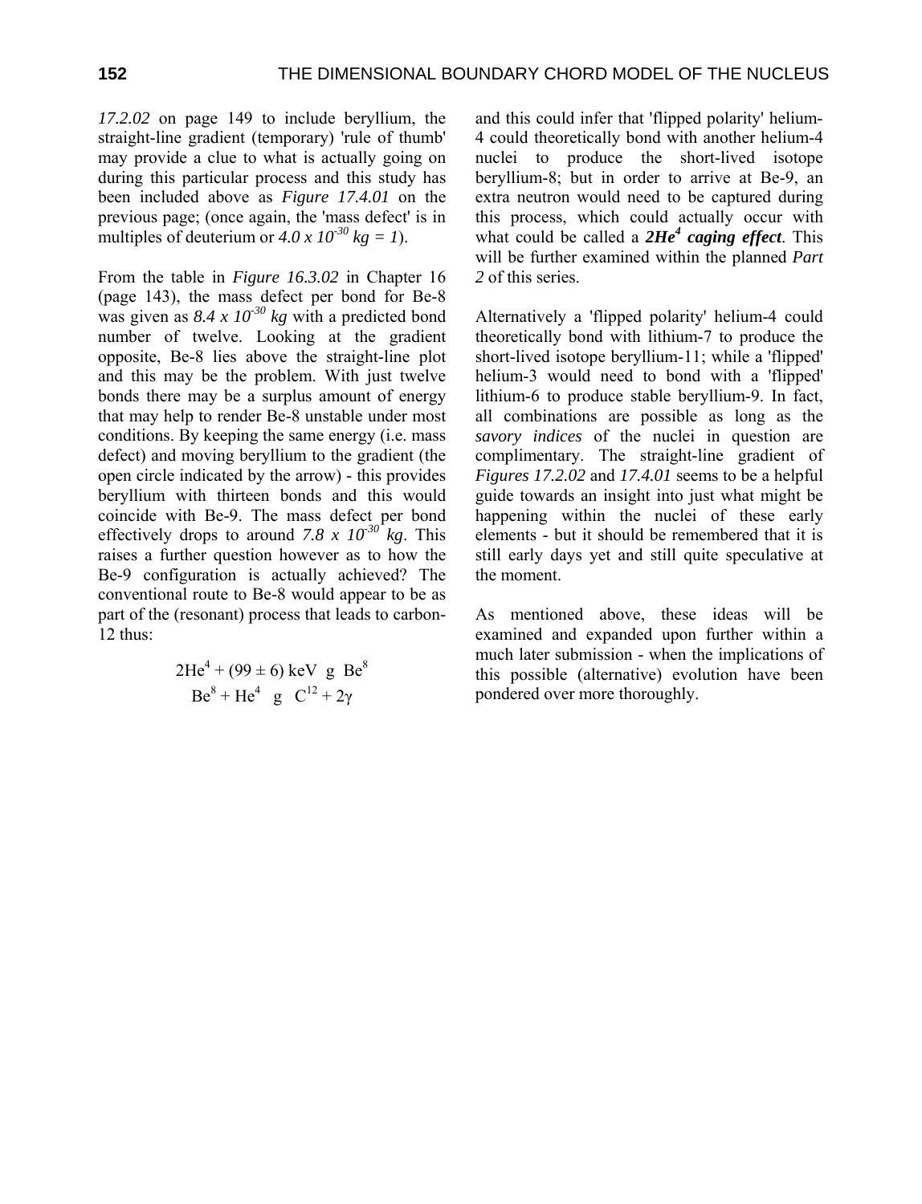*17.2.02* on page 149 to include beryllium, the straight-line gradient (temporary) 'rule of thumb' may provide a clue to what is actually going on during this particular process and this study has been included above as *Figure 17.4.01* on the previous page; (once again, the 'mass defect' is in multiples of deuterium or $4.0 \times 10^{-30}$ *kg = 1*).

From the table in *Figure 16.3.02* in Chapter 16 (page 143), the mass defect per bond for Be-8 was given as $8.4 \times 10^{-30}$ *kg* with a predicted bond number of twelve. Looking at the gradient opposite, Be-8 lies above the straight-line plot and this may be the problem. With just twelve bonds there may be a surplus amount of energy that may help to render Be-8 unstable under most conditions. By keeping the same energy (i.e. mass defect) and moving beryllium to the gradient (the open circle indicated by the arrow) - this provides beryllium with thirteen bonds and this would coincide with Be-9. The mass defect per bond effectively drops to around $7.8 \times 10^{-30}$ *kg*. This raises a further question however as to how the Be-9 configuration is actually achieved? The conventional route to Be-8 would appear to be as part of the (resonant) process that leads to carbon-12 thus:

$$2He^4 + (99 \pm 6)\ \text{keV} \rightarrow Be^8$$

$$Be^8 + He^4 \rightarrow C^{12} + 2\gamma$$

and this could infer that 'flipped polarity' helium-4 could theoretically bond with another helium-4 nuclei to produce the short-lived isotope beryllium-8; but in order to arrive at Be-9, an extra neutron would need to be captured during this process, which could actually occur with what could be called a ***$2He^4$ caging effect***. This will be further examined within the planned *Part 2* of this series.

Alternatively a 'flipped polarity' helium-4 could theoretically bond with lithium-7 to produce the short-lived isotope beryllium-11; while a 'flipped' helium-3 would need to bond with a 'flipped' lithium-6 to produce stable beryllium-9. In fact, all combinations are possible as long as the *savory indices* of the nuclei in question are complimentary. The straight-line gradient of *Figures 17.2.02* and *17.4.01* seems to be a helpful guide towards an insight into just what might be happening within the nuclei of these early elements - but it should be remembered that it is still early days yet and still quite speculative at the moment.

As mentioned above, these ideas will be examined and expanded upon further within a much later submission - when the implications of this possible (alternative) evolution have been pondered over more thoroughly.